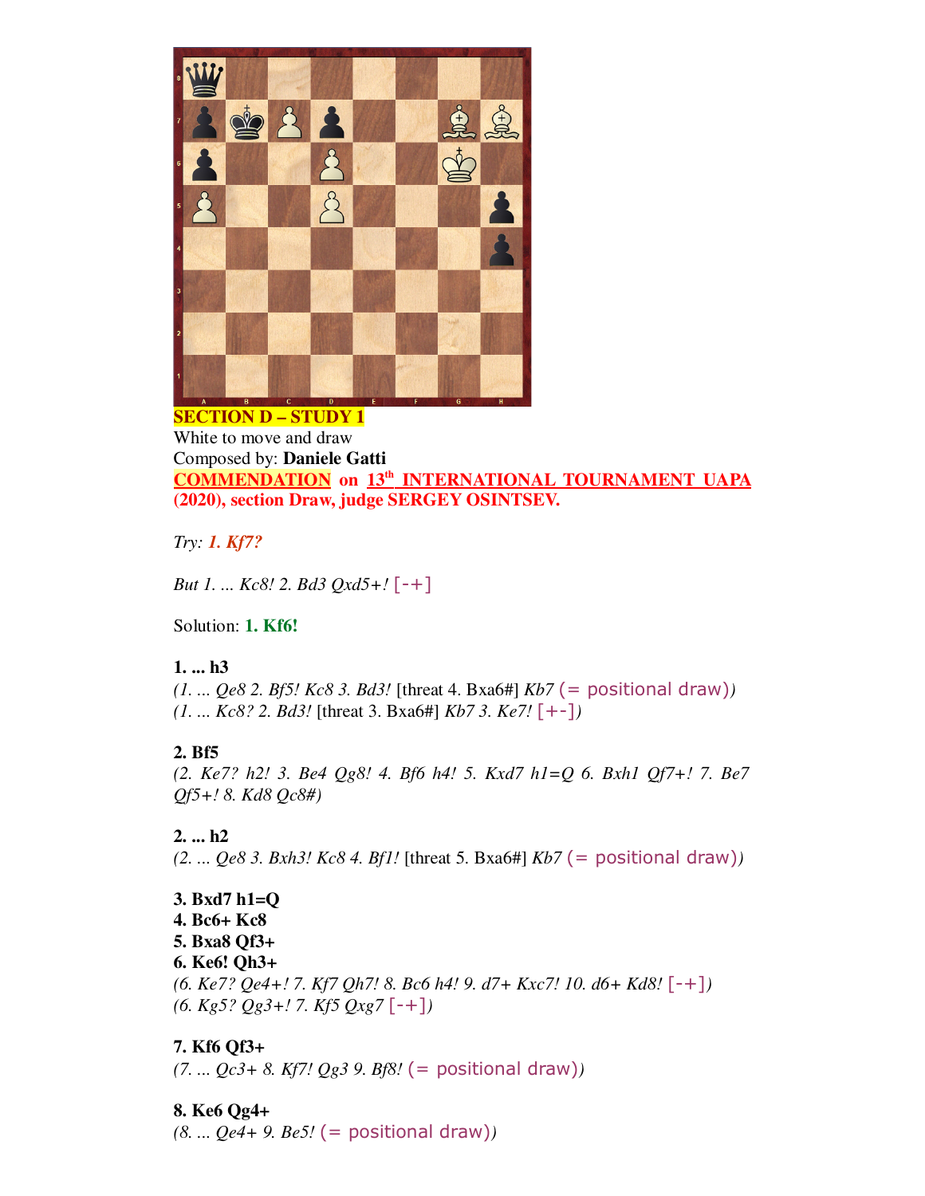**SECTION D – STUDY 1**

White to move and draw

Composed by: **Daniele Gatti**

**COMMENDATION on 13th INTERNATIONAL TOURNAMENT UAPA (2020), section Draw, judge SERGEY OSINTSEV.**

*Try:* ***1. Kf7?***

*But 1. ... Kc8! 2. Bd3 Qxd5+!* [-+]

Solution: **1. Kf6!**

**1. ... h3**

*(1. ... Qe8 2. Bf5! Kc8 3. Bd3!* [threat 4. Bxa6#] *Kb7* (= positional draw)*)*

*(1. ... Kc8? 2. Bd3!* [threat 3. Bxa6#] *Kb7 3. Ke7!* [+-]*)*

**2. Bf5**

*(2. Ke7? h2! 3. Be4 Qg8! 4. Bf6 h4! 5. Kxd7 h1=Q 6. Bxh1 Qf7+! 7. Be7 Qf5+! 8. Kd8 Qc8#)*

**2. ... h2**

*(2. ... Qe8 3. Bxh3! Kc8 4. Bf1!* [threat 5. Bxa6#] *Kb7* (= positional draw)*)*

**3. Bxd7 h1=Q**

**4. Bc6+ Kc8**

**5. Bxa8 Qf3+**

**6. Ke6! Qh3+**

*(6. Ke7? Qe4+! 7. Kf7 Qh7! 8. Bc6 h4! 9. d7+ Kxc7! 10. d6+ Kd8!* [-+]*)*

*(6. Kg5? Qg3+! 7. Kf5 Qxg7* [-+]*)*

**7. Kf6 Qf3+**

*(7. ... Qc3+ 8. Kf7! Qg3 9. Bf8!* (= positional draw)*)*

**8. Ke6 Qg4+**

*(8. ... Qe4+ 9. Be5!* (= positional draw)*)*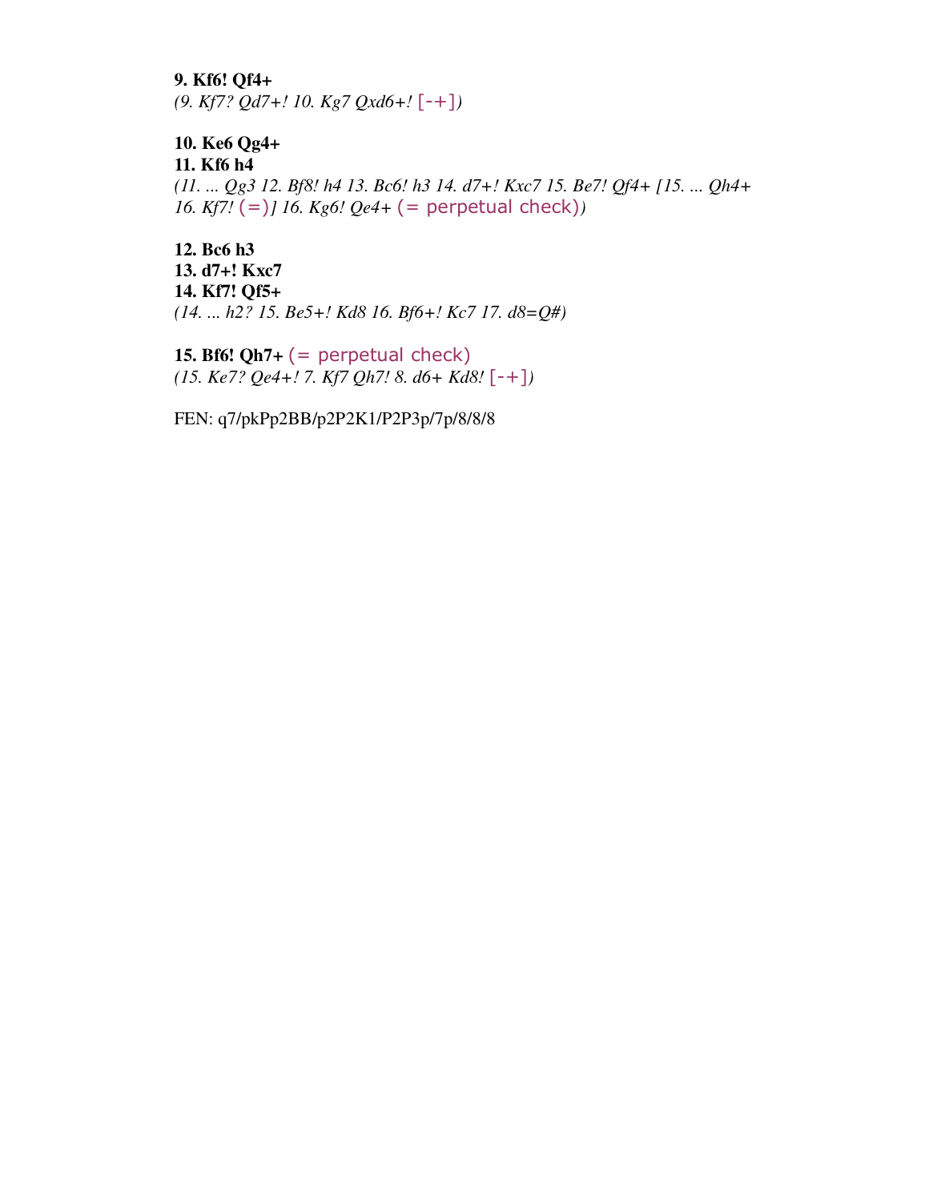**9. Kf6! Qf4+**
*(9. Kf7? Qd7+! 10. Kg7 Qxd6+!* [-+]*)*

**10. Ke6 Qg4+**
**11. Kf6 h4**
*(11. ... Qg3 12. Bf8! h4 13. Bc6! h3 14. d7+! Kxc7 15. Be7! Qf4+ [15. ... Qh4+ 16. Kf7!* (=)*] 16. Kg6! Qe4+* (= perpetual check)*)*

**12. Bc6 h3**
**13. d7+! Kxc7**
**14. Kf7! Qf5+**
*(14. ... h2? 15. Be5+! Kd8 16. Bf6+! Kc7 17. d8=Q#)*

**15. Bf6! Qh7+** (= perpetual check)
*(15. Ke7? Qe4+! 7. Kf7 Qh7! 8. d6+ Kd8!* [-+]*)*

FEN: q7/pkPp2BB/p2P2K1/P2P3p/7p/8/8/8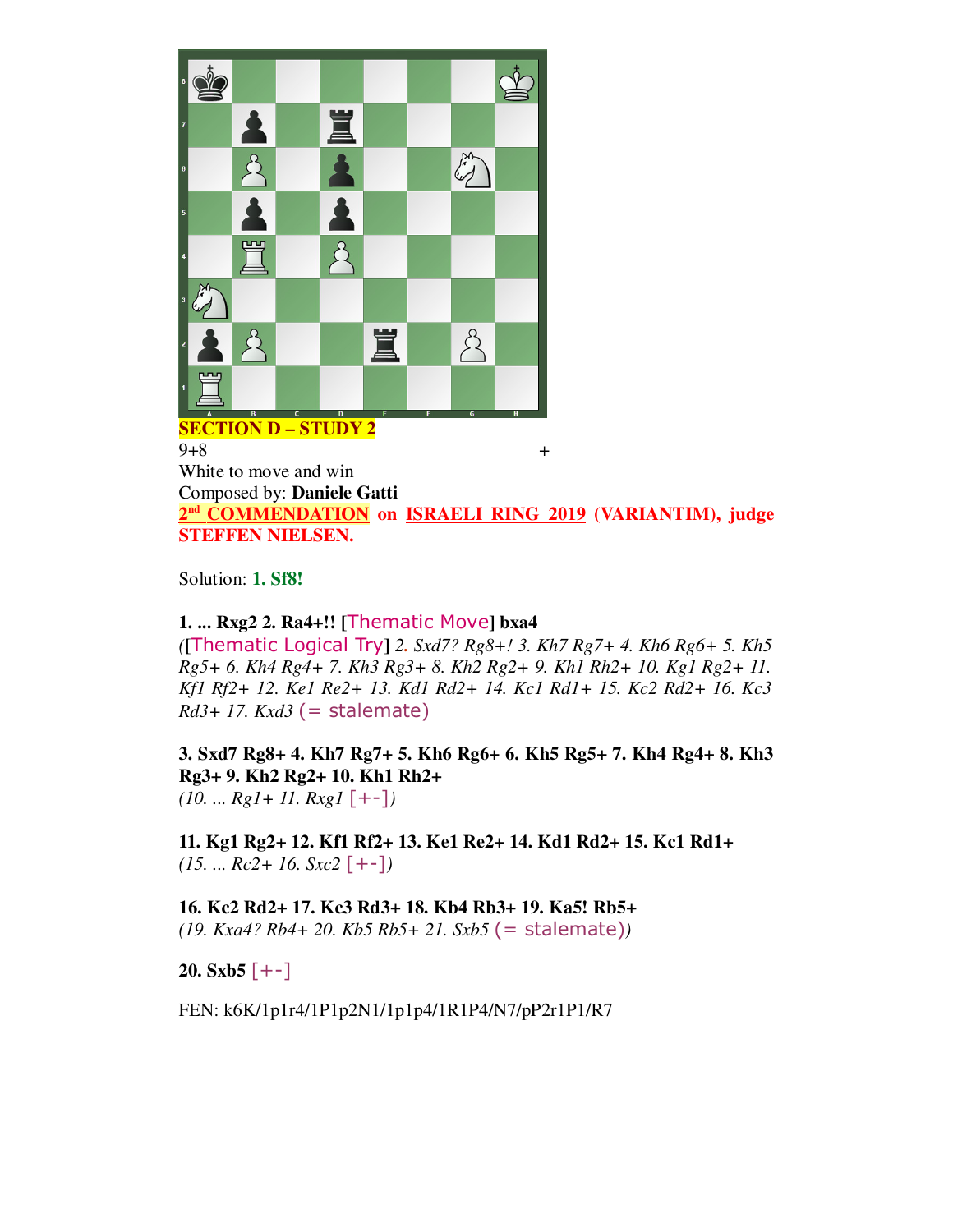**SECTION D – STUDY 2**

9+8 +

White to move and win

Composed by: **Daniele Gatti**

**2nd COMMENDATION on ISRAELI RING 2019 (VARIANTIM), judge STEFFEN NIELSEN.**

Solution: **1. Sf8!**

**1. ... Rxg2 2. Ra4+!! [**Thematic Move**] bxa4**
*(*[Thematic Logical Try] *2. Sxd7? Rg8+! 3. Kh7 Rg7+ 4. Kh6 Rg6+ 5. Kh5 Rg5+ 6. Kh4 Rg4+ 7. Kh3 Rg3+ 8. Kh2 Rg2+ 9. Kh1 Rh2+ 10. Kg1 Rg2+ 11. Kf1 Rf2+ 12. Ke1 Re2+ 13. Kd1 Rd2+ 14. Kc1 Rd1+ 15. Kc2 Rd2+ 16. Kc3 Rd3+ 17. Kxd3* (= stalemate)

**3. Sxd7 Rg8+ 4. Kh7 Rg7+ 5. Kh6 Rg6+ 6. Kh5 Rg5+ 7. Kh4 Rg4+ 8. Kh3 Rg3+ 9. Kh2 Rg2+ 10. Kh1 Rh2+**
*(10. ... Rg1+ 11. Rxg1* [+-]*)*

**11. Kg1 Rg2+ 12. Kf1 Rf2+ 13. Ke1 Re2+ 14. Kd1 Rd2+ 15. Kc1 Rd1+**
*(15. ... Rc2+ 16. Sxc2* [+-]*)*

**16. Kc2 Rd2+ 17. Kc3 Rd3+ 18. Kb4 Rb3+ 19. Ka5! Rb5+**
*(19. Kxa4? Rb4+ 20. Kb5 Rb5+ 21. Sxb5* (= stalemate)*)*

**20. Sxb5** [+-]

FEN: k6K/1p1r4/1P1p2N1/1p1p4/1R1P4/N7/pP2r1P1/R7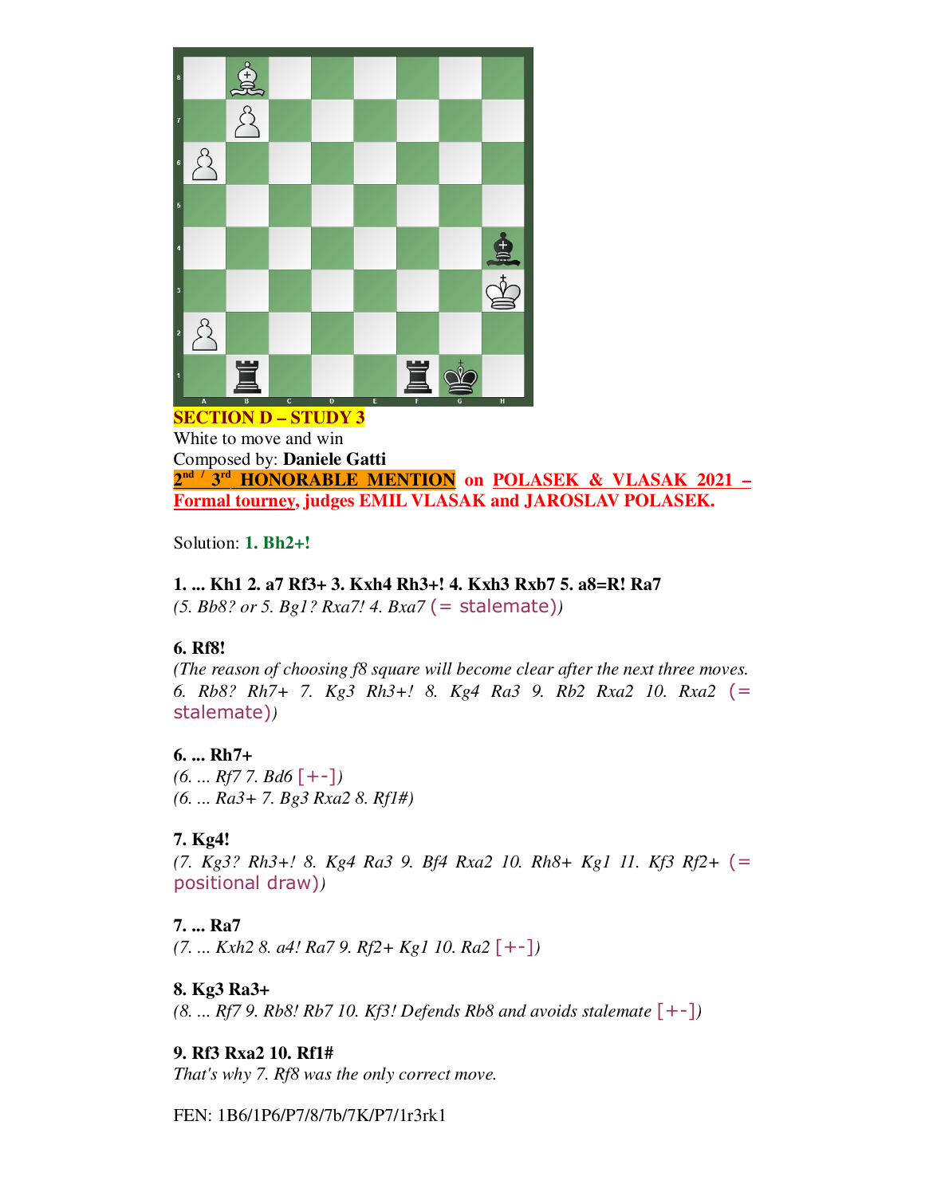**SECTION D – STUDY 3**

White to move and win

Composed by: **Daniele Gatti**

**2nd / 3rd HONORABLE MENTION on POLASEK & VLASAK 2021 – Formal tourney, judges EMIL VLASAK and JAROSLAV POLASEK.**

Solution: **1. Bh2+!**

**1. ... Kh1 2. a7 Rf3+ 3. Kxh4 Rh3+! 4. Kxh3 Rxb7 5. a8=R! Ra7**

*(5. Bb8? or 5. Bg1? Rxa7! 4. Bxa7* (= stalemate)*)*

**6. Rf8!**

*(The reason of choosing f8 square will become clear after the next three moves. 6. Rb8? Rh7+ 7. Kg3 Rh3+! 8. Kg4 Ra3 9. Rb2 Rxa2 10. Rxa2* (= stalemate)*)*

**6. ... Rh7+**

*(6. ... Rf7 7. Bd6* [+-]*)*

*(6. ... Ra3+ 7. Bg3 Rxa2 8. Rf1#)*

**7. Kg4!**

*(7. Kg3? Rh3+! 8. Kg4 Ra3 9. Bf4 Rxa2 10. Rh8+ Kg1 11. Kf3 Rf2+* (= positional draw)*)*

**7. ... Ra7**

*(7. ... Kxh2 8. a4! Ra7 9. Rf2+ Kg1 10. Ra2* [+-]*)*

**8. Kg3 Ra3+**

*(8. ... Rf7 9. Rb8! Rb7 10. Kf3! Defends Rb8 and avoids stalemate* [+-]*)*

**9. Rf3 Rxa2 10. Rf1#**

*That's why 7. Rf8 was the only correct move.*

FEN: 1B6/1P6/P7/8/7b/7K/P7/1r3rk1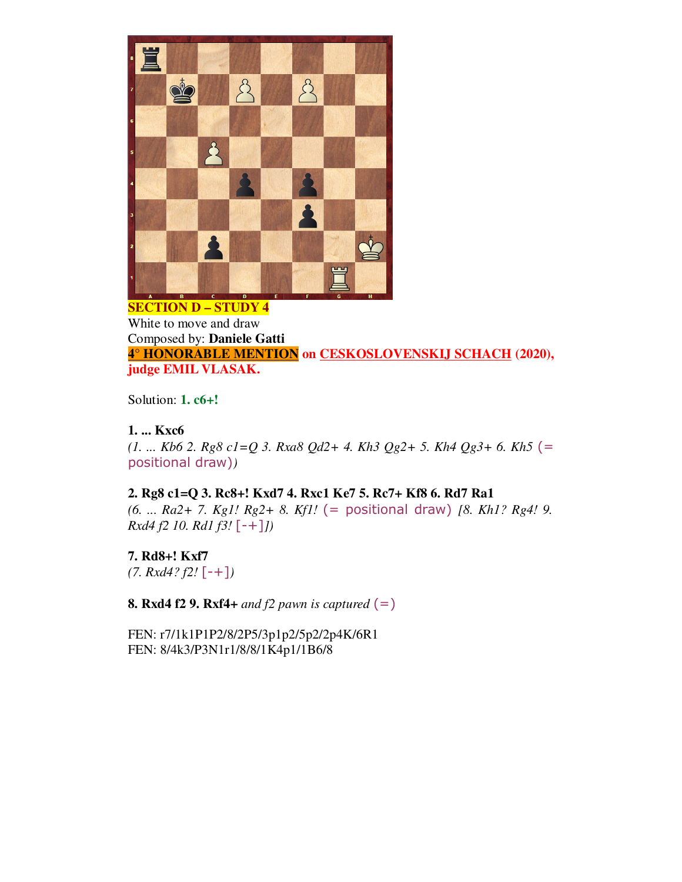**SECTION D – STUDY 4**

White to move and draw

Composed by: **Daniele Gatti**

**4° HONORABLE MENTION on CESKOSLOVENSKIJ SCHACH (2020), judge EMIL VLASAK.**

Solution: **1. c6+!**

**1. ... Kxc6**

*(1. ... Kb6 2. Rg8 c1=Q 3. Rxa8 Qd2+ 4. Kh3 Qg2+ 5. Kh4 Qg3+ 6. Kh5* (= positional draw)*)*

**2. Rg8 c1=Q 3. Rc8+! Kxd7 4. Rxc1 Ke7 5. Rc7+ Kf8 6. Rd7 Ra1**

*(6. ... Ra2+ 7. Kg1! Rg2+ 8. Kf1!* (= positional draw) *[8. Kh1? Rg4! 9. Rxd4 f2 10. Rd1 f3!* [-+]*])*

**7. Rd8+! Kxf7**

*(7. Rxd4? f2!* [-+]*)*

**8. Rxd4 f2 9. Rxf4+** *and f2 pawn is captured* (=)

FEN: r7/1k1P1P2/8/2P5/3p1p2/5p2/2p4K/6R1

FEN: 8/4k3/P3N1r1/8/8/1K4p1/1B6/8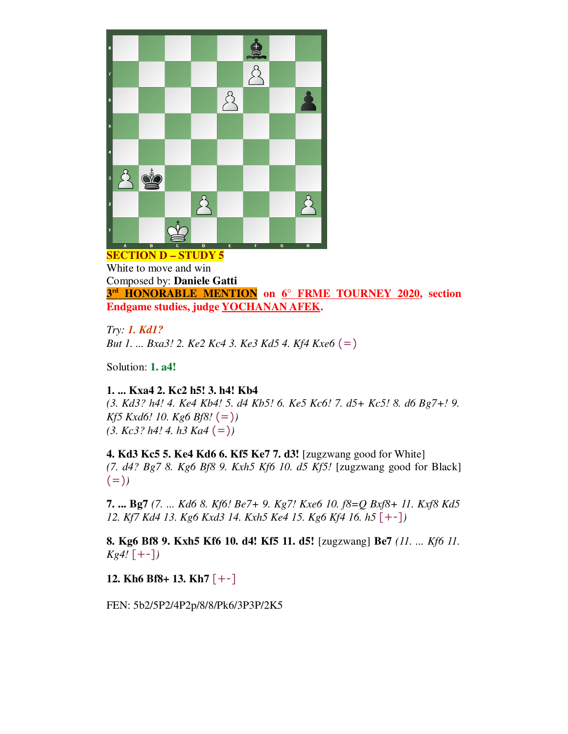**SECTION D – STUDY 5**

White to move and win

Composed by: **Daniele Gatti**

**3rd HONORABLE MENTION on 6° FRME TOURNEY 2020, section Endgame studies, judge YOCHANAN AFEK.**

*Try: 1. Kd1?*

*But 1. ... Bxa3! 2. Ke2 Kc4 3. Ke3 Kd5 4. Kf4 Kxe6 (=)*

Solution: **1. a4!**

**1. ... Kxa4 2. Kc2 h5! 3. h4! Kb4**

*(3. Kd3? h4! 4. Ke4 Kb4! 5. d4 Kb5! 6. Ke5 Kc6! 7. d5+ Kc5! 8. d6 Bg7+! 9. Kf5 Kxd6! 10. Kg6 Bf8! (=))*

*(3. Kc3? h4! 4. h3 Ka4 (=))*

**4. Kd3 Kc5 5. Ke4 Kd6 6. Kf5 Ke7 7. d3!** [zugzwang good for White]

*(7. d4? Bg7 8. Kg6 Bf8 9. Kxh5 Kf6 10. d5 Kf5!* [zugzwang good for Black] *(=))*

**7. ... Bg7** *(7. ... Kd6 8. Kf6! Be7+ 9. Kg7! Kxe6 10. f8=Q Bxf8+ 11. Kxf8 Kd5 12. Kf7 Kd4 13. Kg6 Kxd3 14. Kxh5 Ke4 15. Kg6 Kf4 16. h5 [+-])*

**8. Kg6 Bf8 9. Kxh5 Kf6 10. d4! Kf5 11. d5!** [zugzwang] **Be7** *(11. ... Kf6 11. Kg4! [+-])*

**12. Kh6 Bf8+ 13. Kh7** [+-]

FEN: 5b2/5P2/4P2p/8/8/Pk6/3P3P/2K5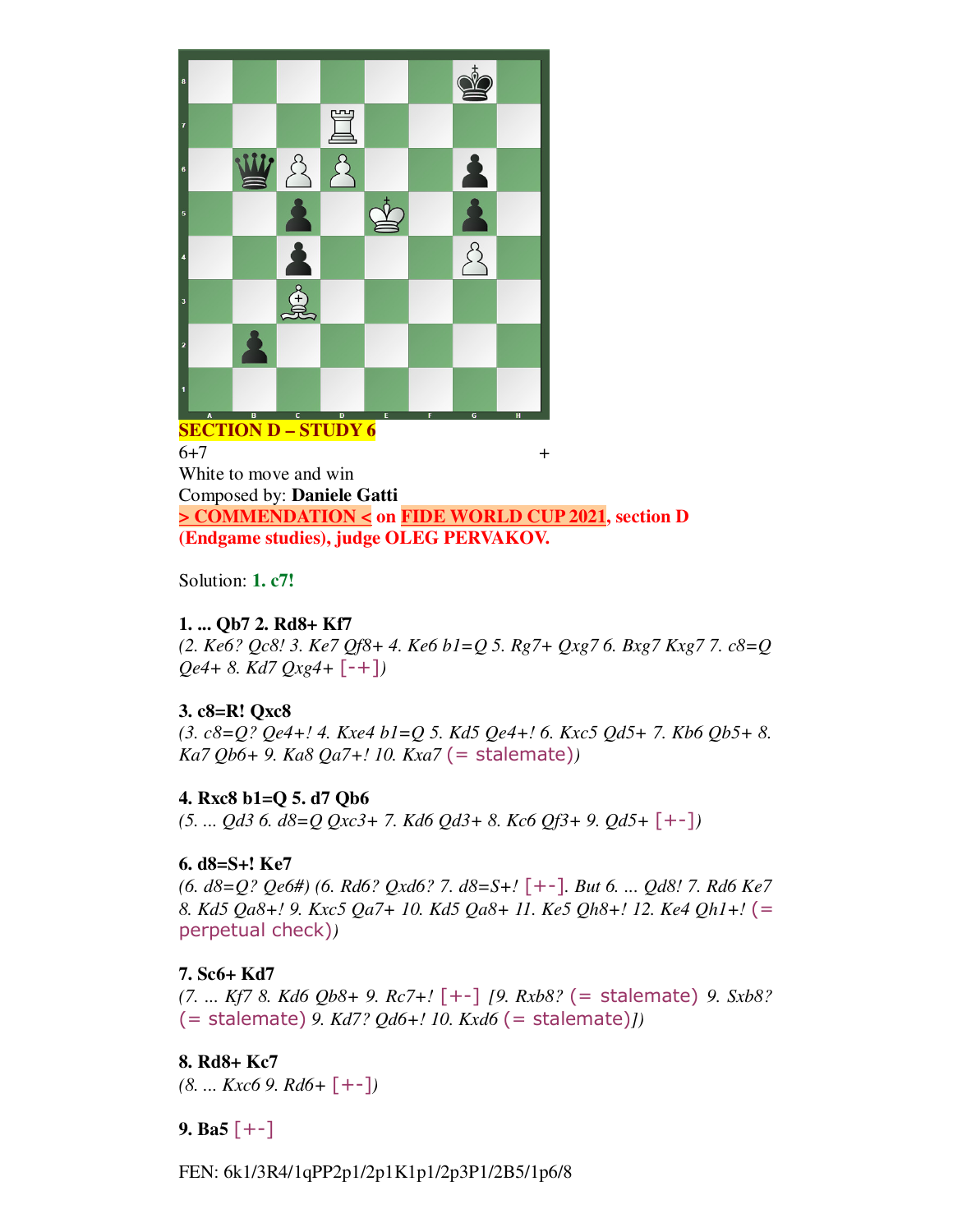**SECTION D – STUDY 6**

6+7 +

White to move and win

Composed by: **Daniele Gatti**

**> COMMENDATION < on FIDE WORLD CUP 2021, section D (Endgame studies), judge OLEG PERVAKOV.**

Solution: **1. c7!**

**1. ... Qb7 2. Rd8+ Kf7**

*(2. Ke6? Qc8! 3. Ke7 Qf8+ 4. Ke6 b1=Q 5. Rg7+ Qxg7 6. Bxg7 Kxg7 7. c8=Q Qe4+ 8. Kd7 Qxg4+* [-+]*)*

**3. c8=R! Qxc8**

*(3. c8=Q? Qe4+! 4. Kxe4 b1=Q 5. Kd5 Qe4+! 6. Kxc5 Qd5+ 7. Kb6 Qb5+ 8. Ka7 Qb6+ 9. Ka8 Qa7+! 10. Kxa7* (= stalemate)*)*

**4. Rxc8 b1=Q 5. d7 Qb6**

*(5. ... Qd3 6. d8=Q Qxc3+ 7. Kd6 Qd3+ 8. Kc6 Qf3+ 9. Qd5+* [+-]*)*

**6. d8=S+! Ke7**

*(6. d8=Q? Qe6#) (6. Rd6? Qxd6? 7. d8=S+!* [+-]. *But 6. ... Qd8! 7. Rd6 Ke7 8. Kd5 Qa8+! 9. Kxc5 Qa7+ 10. Kd5 Qa8+ 11. Ke5 Qh8+! 12. Ke4 Qh1+!* (= perpetual check)*)*

**7. Sc6+ Kd7**

*(7. ... Kf7 8. Kd6 Qb8+ 9. Rc7+!* [+-] *[9. Rxb8?* (= stalemate) *9. Sxb8?* (= stalemate) *9. Kd7? Qd6+! 10. Kxd6* (= stalemate)*])*

**8. Rd8+ Kc7**

*(8. ... Kxc6 9. Rd6+* [+-]*)*

**9. Ba5** [+-]

FEN: 6k1/3R4/1qPP2p1/2p1K1p1/2p3P1/2B5/1p6/8